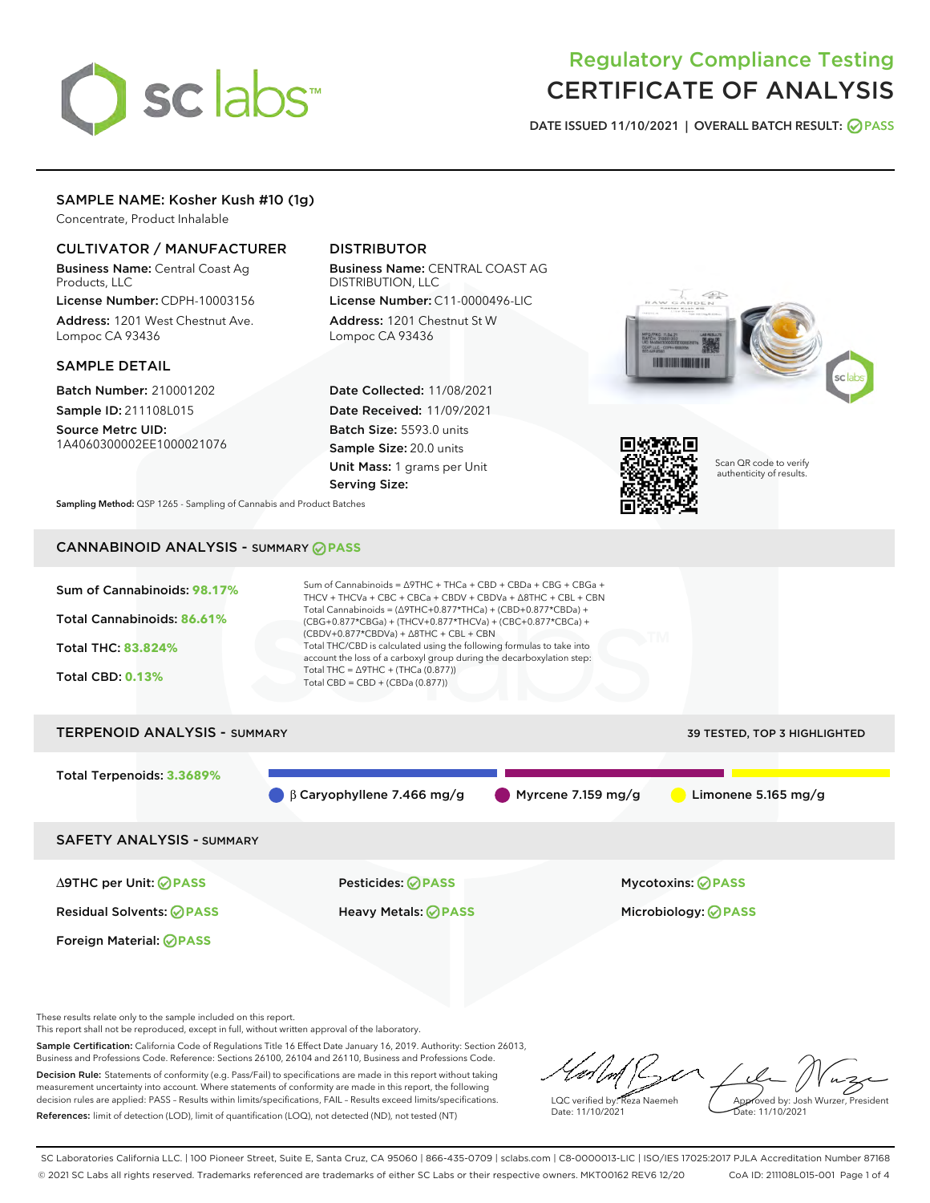# Regulatory Compliance Testing
# CERTIFICATE OF ANALYSIS

DATE ISSUED 11/10/2021 | OVERALL BATCH RESULT: PASS

## SAMPLE NAME: Kosher Kush #10 (1g)

Concentrate, Product Inhalable

### CULTIVATOR / MANUFACTURER

**Business Name:** Central Coast Ag Products, LLC

**License Number:** CDPH-10003156

**Address:** 1201 West Chestnut Ave. Lompoc CA 93436

### DISTRIBUTOR

**Business Name:** CENTRAL COAST AG DISTRIBUTION, LLC

**License Number:** C11-0000496-LIC

**Address:** 1201 Chestnut St W Lompoc CA 93436

### SAMPLE DETAIL

**Batch Number:** 210001202

**Sample ID:** 211108L015

**Source Metrc UID:** 1A4060300002EE1000021076

**Date Collected:** 11/08/2021

**Date Received:** 11/09/2021

**Batch Size:** 5593.0 units

**Sample Size:** 20.0 units

**Unit Mass:** 1 grams per Unit

**Serving Size:**

Scan QR code to verify authenticity of results.

**Sampling Method:** QSP 1265 - Sampling of Cannabis and Product Batches

## CANNABINOID ANALYSIS - SUMMARY PASS

Sum of Cannabinoids: **98.17%**

Total Cannabinoids: **86.61%**

Total THC: **83.824%**

Total CBD: **0.13%**

Sum of Cannabinoids = Δ9THC + THCa + CBD + CBDa + CBG + CBGa + THCV + THCVa + CBC + CBCa + CBDV + CBDVa + Δ8THC + CBL + CBN

Total Cannabinoids = (Δ9THC+0.877*THCa) + (CBD+0.877*CBDa) + (CBG+0.877*CBGa) + (THCV+0.877*THCVa) + (CBC+0.877*CBCa) + (CBDV+0.877*CBDVa) + Δ8THC + CBL + CBN

Total THC/CBD is calculated using the following formulas to take into account the loss of a carboxyl group during the decarboxylation step:

Total THC = Δ9THC + (THCa (0.877))

Total CBD = CBD + (CBDa (0.877))

## TERPENOID ANALYSIS - SUMMARY

39 TESTED, TOP 3 HIGHLIGHTED

Total Terpenoids: **3.3689%**

β Caryophyllene 7.466 mg/g

Myrcene 7.159 mg/g

Limonene 5.165 mg/g

## SAFETY ANALYSIS - SUMMARY

Δ9THC per Unit: PASS

Pesticides: PASS

Mycotoxins: PASS

Residual Solvents: PASS

Heavy Metals: PASS

Microbiology: PASS

Foreign Material: PASS

These results relate only to the sample included on this report.
This report shall not be reproduced, except in full, without written approval of the laboratory.

**Sample Certification:** California Code of Regulations Title 16 Effect Date January 16, 2019. Authority: Section 26013, Business and Professions Code. Reference: Sections 26100, 26104 and 26110, Business and Professions Code.

**Decision Rule:** Statements of conformity (e.g. Pass/Fail) to specifications are made in this report without taking measurement uncertainty into account. Where statements of conformity are made in this report, the following decision rules are applied: PASS – Results within limits/specifications, FAIL – Results exceed limits/specifications.

**References:** limit of detection (LOD), limit of quantification (LOQ), not detected (ND), not tested (NT)

LQC verified by: Reza Naemeh
Date: 11/10/2021

Approved by: Josh Wurzer, President
Date: 11/10/2021

SC Laboratories California LLC. | 100 Pioneer Street, Suite E, Santa Cruz, CA 95060 | 866-435-0709 | sclabs.com | C8-0000013-LIC | ISO/IES 17025:2017 PJLA Accreditation Number 87168
© 2021 SC Labs all rights reserved. Trademarks referenced are trademarks of either SC Labs or their respective owners. MKT00162 REV6 12/20 CoA ID: 211108L015-001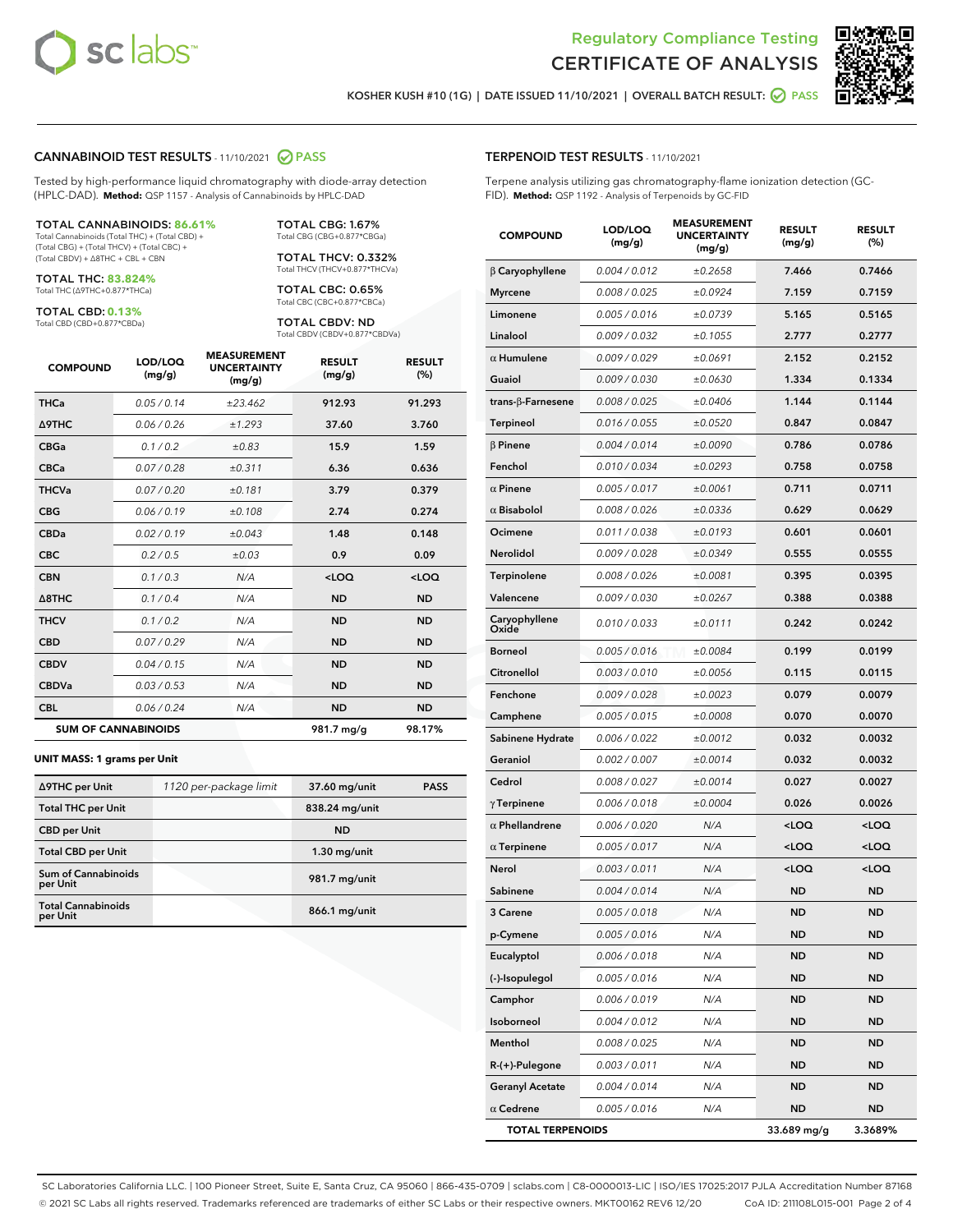Regulatory Compliance Testing

# CERTIFICATE OF ANALYSIS

KOSHER KUSH #10 (1G) | DATE ISSUED 11/10/2021 | OVERALL BATCH RESULT: PASS

## CANNABINOID TEST RESULTS - 11/10/2021 PASS

Tested by high-performance liquid chromatography with diode-array detection (HPLC-DAD). **Method:** QSP 1157 - Analysis of Cannabinoids by HPLC-DAD

**TOTAL CANNABINOIDS: 86.61%**
Total Cannabinoids (Total THC) + (Total CBD) + (Total CBG) + (Total THCV) + (Total CBC) + (Total CBDV) + Δ8THC + CBL + CBN

**TOTAL THC: 83.824%**
Total THC (Δ9THC+0.877*THCa)

**TOTAL CBD: 0.13%**
Total CBD (CBD+0.877*CBDa)

**TOTAL CBG: 1.67%**
Total CBG (CBG+0.877*CBGa)

**TOTAL THCV: 0.332%**
Total THCV (THCV+0.877*THCVa)

**TOTAL CBC: 0.65%**
Total CBC (CBC+0.877*CBCa)

**TOTAL CBDV: ND**
Total CBDV (CBDV+0.877*CBDVa)

| COMPOUND | LOD/LOQ (mg/g) | MEASUREMENT UNCERTAINTY (mg/g) | RESULT (mg/g) | RESULT (%) |
|---|---|---|---|---|
| THCa | 0.05 / 0.14 | ±23.462 | 912.93 | 91.293 |
| Δ9THC | 0.06 / 0.26 | ±1.293 | 37.60 | 3.760 |
| CBGa | 0.1 / 0.2 | ±0.83 | 15.9 | 1.59 |
| CBCa | 0.07 / 0.28 | ±0.311 | 6.36 | 0.636 |
| THCVa | 0.07 / 0.20 | ±0.181 | 3.79 | 0.379 |
| CBG | 0.06 / 0.19 | ±0.108 | 2.74 | 0.274 |
| CBDa | 0.02 / 0.19 | ±0.043 | 1.48 | 0.148 |
| CBC | 0.2 / 0.5 | ±0.03 | 0.9 | 0.09 |
| CBN | 0.1 / 0.3 | N/A | <LOQ | <LOQ |
| Δ8THC | 0.1 / 0.4 | N/A | ND | ND |
| THCV | 0.1 / 0.2 | N/A | ND | ND |
| CBD | 0.07 / 0.29 | N/A | ND | ND |
| CBDV | 0.04 / 0.15 | N/A | ND | ND |
| CBDVa | 0.03 / 0.53 | N/A | ND | ND |
| CBL | 0.06 / 0.24 | N/A | ND | ND |
| **SUM OF CANNABINOIDS** | | | 981.7 mg/g | 98.17% |

**UNIT MASS: 1 grams per Unit**

| | | | |
|---|---|---|---|
| Δ9THC per Unit | 1120 per-package limit | 37.60 mg/unit | PASS |
| Total THC per Unit | | 838.24 mg/unit | |
| CBD per Unit | | ND | |
| Total CBD per Unit | | 1.30 mg/unit | |
| Sum of Cannabinoids per Unit | | 981.7 mg/unit | |
| Total Cannabinoids per Unit | | 866.1 mg/unit | |

## TERPENOID TEST RESULTS - 11/10/2021

Terpene analysis utilizing gas chromatography-flame ionization detection (GC-FID). **Method:** QSP 1192 - Analysis of Terpenoids by GC-FID

| COMPOUND | LOD/LOQ (mg/g) | MEASUREMENT UNCERTAINTY (mg/g) | RESULT (mg/g) | RESULT (%) |
|---|---|---|---|---|
| β Caryophyllene | 0.004 / 0.012 | ±0.2658 | 7.466 | 0.7466 |
| Myrcene | 0.008 / 0.025 | ±0.0924 | 7.159 | 0.7159 |
| Limonene | 0.005 / 0.016 | ±0.0739 | 5.165 | 0.5165 |
| Linalool | 0.009 / 0.032 | ±0.1055 | 2.777 | 0.2777 |
| α Humulene | 0.009 / 0.029 | ±0.0691 | 2.152 | 0.2152 |
| Guaiol | 0.009 / 0.030 | ±0.0630 | 1.334 | 0.1334 |
| trans-β-Farnesene | 0.008 / 0.025 | ±0.0406 | 1.144 | 0.1144 |
| Terpineol | 0.016 / 0.055 | ±0.0520 | 0.847 | 0.0847 |
| β Pinene | 0.004 / 0.014 | ±0.0090 | 0.786 | 0.0786 |
| Fenchol | 0.010 / 0.034 | ±0.0293 | 0.758 | 0.0758 |
| α Pinene | 0.005 / 0.017 | ±0.0061 | 0.711 | 0.0711 |
| α Bisabolol | 0.008 / 0.026 | ±0.0336 | 0.629 | 0.0629 |
| Ocimene | 0.011 / 0.038 | ±0.0193 | 0.601 | 0.0601 |
| Nerolidol | 0.009 / 0.028 | ±0.0349 | 0.555 | 0.0555 |
| Terpinolene | 0.008 / 0.026 | ±0.0081 | 0.395 | 0.0395 |
| Valencene | 0.009 / 0.030 | ±0.0267 | 0.388 | 0.0388 |
| Caryophyllene Oxide | 0.010 / 0.033 | ±0.0111 | 0.242 | 0.0242 |
| Borneol | 0.005 / 0.016 | ±0.0084 | 0.199 | 0.0199 |
| Citronellol | 0.003 / 0.010 | ±0.0056 | 0.115 | 0.0115 |
| Fenchone | 0.009 / 0.028 | ±0.0023 | 0.079 | 0.0079 |
| Camphene | 0.005 / 0.015 | ±0.0008 | 0.070 | 0.0070 |
| Sabinene Hydrate | 0.006 / 0.022 | ±0.0012 | 0.032 | 0.0032 |
| Geraniol | 0.002 / 0.007 | ±0.0014 | 0.032 | 0.0032 |
| Cedrol | 0.008 / 0.027 | ±0.0014 | 0.027 | 0.0027 |
| γ Terpinene | 0.006 / 0.018 | ±0.0004 | 0.026 | 0.0026 |
| α Phellandrene | 0.006 / 0.020 | N/A | <LOQ | <LOQ |
| α Terpinene | 0.005 / 0.017 | N/A | <LOQ | <LOQ |
| Nerol | 0.003 / 0.011 | N/A | <LOQ | <LOQ |
| Sabinene | 0.004 / 0.014 | N/A | ND | ND |
| 3 Carene | 0.005 / 0.018 | N/A | ND | ND |
| p-Cymene | 0.005 / 0.016 | N/A | ND | ND |
| Eucalyptol | 0.006 / 0.018 | N/A | ND | ND |
| (-)-Isopulegol | 0.005 / 0.016 | N/A | ND | ND |
| Camphor | 0.006 / 0.019 | N/A | ND | ND |
| Isoborneol | 0.004 / 0.012 | N/A | ND | ND |
| Menthol | 0.008 / 0.025 | N/A | ND | ND |
| R-(+)-Pulegone | 0.003 / 0.011 | N/A | ND | ND |
| Geranyl Acetate | 0.004 / 0.014 | N/A | ND | ND |
| α Cedrene | 0.005 / 0.016 | N/A | ND | ND |
| **TOTAL TERPENOIDS** | | | 33.689 mg/g | 3.3689% |

SC Laboratories California LLC. | 100 Pioneer Street, Suite E, Santa Cruz, CA 95060 | 866-435-0709 | sclabs.com | C8-0000013-LIC | ISO/IES 17025:2017 PJLA Accreditation Number 87168
© 2021 SC Labs all rights reserved. Trademarks referenced are trademarks of either SC Labs or their respective owners. MKT00162 REV6 12/20 CoA ID: 211108L015-001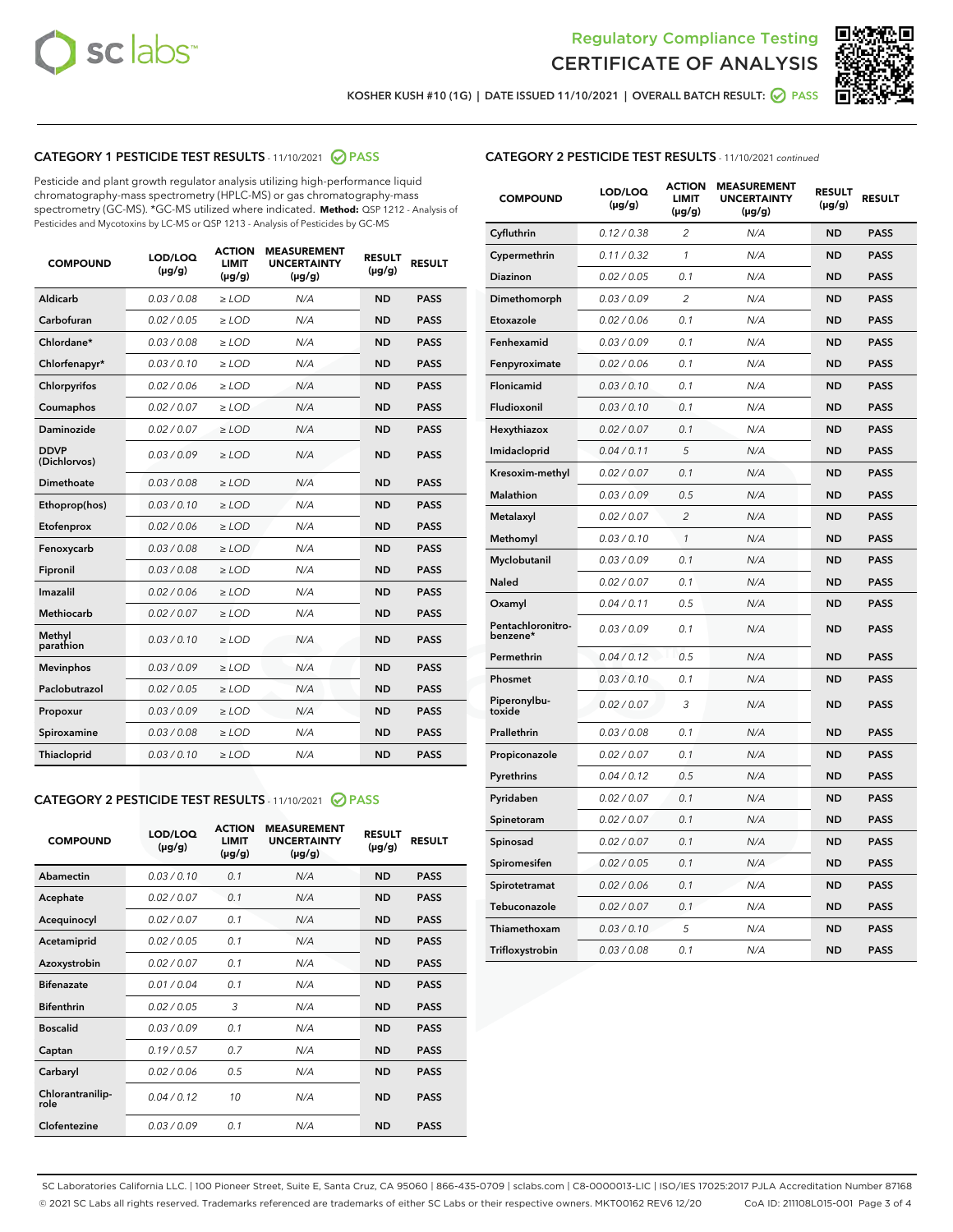Regulatory Compliance Testing
# CERTIFICATE OF ANALYSIS

KOSHER KUSH #10 (1G) | DATE ISSUED 11/10/2021 | OVERALL BATCH RESULT: PASS

## CATEGORY 1 PESTICIDE TEST RESULTS - 11/10/2021 PASS

Pesticide and plant growth regulator analysis utilizing high-performance liquid chromatography-mass spectrometry (HPLC-MS) or gas chromatography-mass spectrometry (GC-MS). *GC-MS utilized where indicated. **Method:** QSP 1212 - Analysis of Pesticides and Mycotoxins by LC-MS or QSP 1213 - Analysis of Pesticides by GC-MS

| COMPOUND | LOD/LOQ (µg/g) | ACTION LIMIT (µg/g) | MEASUREMENT UNCERTAINTY (µg/g) | RESULT (µg/g) | RESULT |
|---|---|---|---|---|---|
| Aldicarb | 0.03 / 0.08 | ≥ LOD | N/A | ND | PASS |
| Carbofuran | 0.02 / 0.05 | ≥ LOD | N/A | ND | PASS |
| Chlordane* | 0.03 / 0.08 | ≥ LOD | N/A | ND | PASS |
| Chlorfenapyr* | 0.03 / 0.10 | ≥ LOD | N/A | ND | PASS |
| Chlorpyrifos | 0.02 / 0.06 | ≥ LOD | N/A | ND | PASS |
| Coumaphos | 0.02 / 0.07 | ≥ LOD | N/A | ND | PASS |
| Daminozide | 0.02 / 0.07 | ≥ LOD | N/A | ND | PASS |
| DDVP (Dichlorvos) | 0.03 / 0.09 | ≥ LOD | N/A | ND | PASS |
| Dimethoate | 0.03 / 0.08 | ≥ LOD | N/A | ND | PASS |
| Ethoprop(hos) | 0.03 / 0.10 | ≥ LOD | N/A | ND | PASS |
| Etofenprox | 0.02 / 0.06 | ≥ LOD | N/A | ND | PASS |
| Fenoxycarb | 0.03 / 0.08 | ≥ LOD | N/A | ND | PASS |
| Fipronil | 0.03 / 0.08 | ≥ LOD | N/A | ND | PASS |
| Imazalil | 0.02 / 0.06 | ≥ LOD | N/A | ND | PASS |
| Methiocarb | 0.02 / 0.07 | ≥ LOD | N/A | ND | PASS |
| Methyl parathion | 0.03 / 0.10 | ≥ LOD | N/A | ND | PASS |
| Mevinphos | 0.03 / 0.09 | ≥ LOD | N/A | ND | PASS |
| Paclobutrazol | 0.02 / 0.05 | ≥ LOD | N/A | ND | PASS |
| Propoxur | 0.03 / 0.09 | ≥ LOD | N/A | ND | PASS |
| Spiroxamine | 0.03 / 0.08 | ≥ LOD | N/A | ND | PASS |
| Thiacloprid | 0.03 / 0.10 | ≥ LOD | N/A | ND | PASS |

## CATEGORY 2 PESTICIDE TEST RESULTS - 11/10/2021 PASS

| COMPOUND | LOD/LOQ (µg/g) | ACTION LIMIT (µg/g) | MEASUREMENT UNCERTAINTY (µg/g) | RESULT (µg/g) | RESULT |
|---|---|---|---|---|---|
| Abamectin | 0.03 / 0.10 | 0.1 | N/A | ND | PASS |
| Acephate | 0.02 / 0.07 | 0.1 | N/A | ND | PASS |
| Acequinocyl | 0.02 / 0.07 | 0.1 | N/A | ND | PASS |
| Acetamiprid | 0.02 / 0.05 | 0.1 | N/A | ND | PASS |
| Azoxystrobin | 0.02 / 0.07 | 0.1 | N/A | ND | PASS |
| Bifenazate | 0.01 / 0.04 | 0.1 | N/A | ND | PASS |
| Bifenthrin | 0.02 / 0.05 | 3 | N/A | ND | PASS |
| Boscalid | 0.03 / 0.09 | 0.1 | N/A | ND | PASS |
| Captan | 0.19 / 0.57 | 0.7 | N/A | ND | PASS |
| Carbaryl | 0.02 / 0.06 | 0.5 | N/A | ND | PASS |
| Chlorantraniliprole | 0.04 / 0.12 | 10 | N/A | ND | PASS |
| Clofentezine | 0.03 / 0.09 | 0.1 | N/A | ND | PASS |

## CATEGORY 2 PESTICIDE TEST RESULTS - 11/10/2021 *continued*

| COMPOUND | LOD/LOQ (µg/g) | ACTION LIMIT (µg/g) | MEASUREMENT UNCERTAINTY (µg/g) | RESULT (µg/g) | RESULT |
|---|---|---|---|---|---|
| Cyfluthrin | 0.12 / 0.38 | 2 | N/A | ND | PASS |
| Cypermethrin | 0.11 / 0.32 | 1 | N/A | ND | PASS |
| Diazinon | 0.02 / 0.05 | 0.1 | N/A | ND | PASS |
| Dimethomorph | 0.03 / 0.09 | 2 | N/A | ND | PASS |
| Etoxazole | 0.02 / 0.06 | 0.1 | N/A | ND | PASS |
| Fenhexamid | 0.03 / 0.09 | 0.1 | N/A | ND | PASS |
| Fenpyroximate | 0.02 / 0.06 | 0.1 | N/A | ND | PASS |
| Flonicamid | 0.03 / 0.10 | 0.1 | N/A | ND | PASS |
| Fludioxonil | 0.03 / 0.10 | 0.1 | N/A | ND | PASS |
| Hexythiazox | 0.02 / 0.07 | 0.1 | N/A | ND | PASS |
| Imidacloprid | 0.04 / 0.11 | 5 | N/A | ND | PASS |
| Kresoxim-methyl | 0.02 / 0.07 | 0.1 | N/A | ND | PASS |
| Malathion | 0.03 / 0.09 | 0.5 | N/A | ND | PASS |
| Metalaxyl | 0.02 / 0.07 | 2 | N/A | ND | PASS |
| Methomyl | 0.03 / 0.10 | 1 | N/A | ND | PASS |
| Myclobutanil | 0.03 / 0.09 | 0.1 | N/A | ND | PASS |
| Naled | 0.02 / 0.07 | 0.1 | N/A | ND | PASS |
| Oxamyl | 0.04 / 0.11 | 0.5 | N/A | ND | PASS |
| Pentachloronitrobenzene* | 0.03 / 0.09 | 0.1 | N/A | ND | PASS |
| Permethrin | 0.04 / 0.12 | 0.5 | N/A | ND | PASS |
| Phosmet | 0.03 / 0.10 | 0.1 | N/A | ND | PASS |
| Piperonylbutoxide | 0.02 / 0.07 | 3 | N/A | ND | PASS |
| Prallethrin | 0.03 / 0.08 | 0.1 | N/A | ND | PASS |
| Propiconazole | 0.02 / 0.07 | 0.1 | N/A | ND | PASS |
| Pyrethrins | 0.04 / 0.12 | 0.5 | N/A | ND | PASS |
| Pyridaben | 0.02 / 0.07 | 0.1 | N/A | ND | PASS |
| Spinetoram | 0.02 / 0.07 | 0.1 | N/A | ND | PASS |
| Spinosad | 0.02 / 0.07 | 0.1 | N/A | ND | PASS |
| Spiromesifen | 0.02 / 0.05 | 0.1 | N/A | ND | PASS |
| Spirotetramat | 0.02 / 0.06 | 0.1 | N/A | ND | PASS |
| Tebuconazole | 0.02 / 0.07 | 0.1 | N/A | ND | PASS |
| Thiamethoxam | 0.03 / 0.10 | 5 | N/A | ND | PASS |
| Trifloxystrobin | 0.03 / 0.08 | 0.1 | N/A | ND | PASS |

SC Laboratories California LLC. | 100 Pioneer Street, Suite E, Santa Cruz, CA 95060 | 866-435-0709 | sclabs.com | C8-0000013-LIC | ISO/IES 17025:2017 PJLA Accreditation Number 87168
© 2021 SC Labs all rights reserved. Trademarks referenced are trademarks of either SC Labs or their respective owners. MKT00162 REV6 12/20 CoA ID: 211108L015-001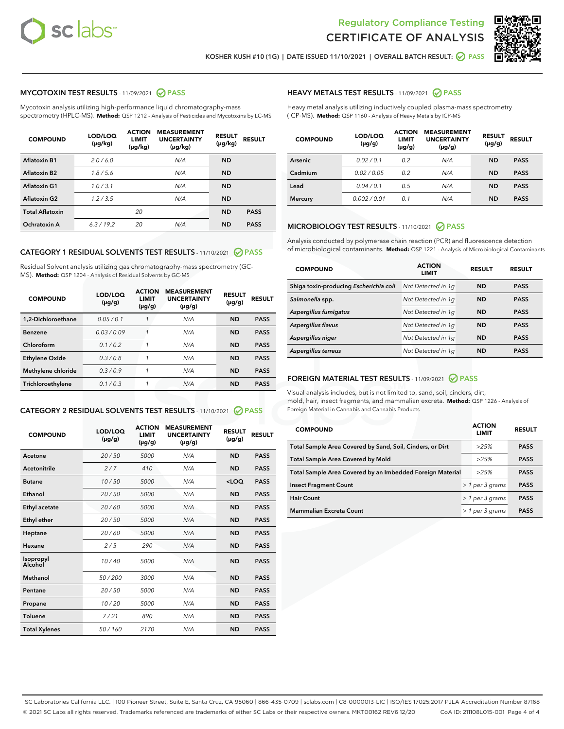Regulatory Compliance Testing
# CERTIFICATE OF ANALYSIS

KOSHER KUSH #10 (1G) | DATE ISSUED 11/10/2021 | OVERALL BATCH RESULT: PASS

## MYCOTOXIN TEST RESULTS - 11/09/2021 PASS

Mycotoxin analysis utilizing high-performance liquid chromatography-mass spectrometry (HPLC-MS). **Method:** QSP 1212 - Analysis of Pesticides and Mycotoxins by LC-MS

| COMPOUND | LOD/LOQ (µg/kg) | ACTION LIMIT (µg/kg) | MEASUREMENT UNCERTAINTY (µg/kg) | RESULT (µg/kg) | RESULT |
|---|---|---|---|---|---|
| Aflatoxin B1 | 2.0 / 6.0 | | N/A | ND | |
| Aflatoxin B2 | 1.8 / 5.6 | | N/A | ND | |
| Aflatoxin G1 | 1.0 / 3.1 | | N/A | ND | |
| Aflatoxin G2 | 1.2 / 3.5 | | N/A | ND | |
| Total Aflatoxin | | 20 | | ND | PASS |
| Ochratoxin A | 6.3 / 19.2 | 20 | N/A | ND | PASS |

## CATEGORY 1 RESIDUAL SOLVENTS TEST RESULTS - 11/10/2021 PASS

Residual Solvent analysis utilizing gas chromatography-mass spectrometry (GC-MS). **Method:** QSP 1204 - Analysis of Residual Solvents by GC-MS

| COMPOUND | LOD/LOQ (µg/g) | ACTION LIMIT (µg/g) | MEASUREMENT UNCERTAINTY (µg/g) | RESULT (µg/g) | RESULT |
|---|---|---|---|---|---|
| 1,2-Dichloroethane | 0.05 / 0.1 | 1 | N/A | ND | PASS |
| Benzene | 0.03 / 0.09 | 1 | N/A | ND | PASS |
| Chloroform | 0.1 / 0.2 | 1 | N/A | ND | PASS |
| Ethylene Oxide | 0.3 / 0.8 | 1 | N/A | ND | PASS |
| Methylene chloride | 0.3 / 0.9 | 1 | N/A | ND | PASS |
| Trichloroethylene | 0.1 / 0.3 | 1 | N/A | ND | PASS |

## CATEGORY 2 RESIDUAL SOLVENTS TEST RESULTS - 11/10/2021 PASS

| COMPOUND | LOD/LOQ (µg/g) | ACTION LIMIT (µg/g) | MEASUREMENT UNCERTAINTY (µg/g) | RESULT (µg/g) | RESULT |
|---|---|---|---|---|---|
| Acetone | 20 / 50 | 5000 | N/A | ND | PASS |
| Acetonitrile | 2 / 7 | 410 | N/A | ND | PASS |
| Butane | 10 / 50 | 5000 | N/A | <LOQ | PASS |
| Ethanol | 20 / 50 | 5000 | N/A | ND | PASS |
| Ethyl acetate | 20 / 60 | 5000 | N/A | ND | PASS |
| Ethyl ether | 20 / 50 | 5000 | N/A | ND | PASS |
| Heptane | 20 / 60 | 5000 | N/A | ND | PASS |
| Hexane | 2 / 5 | 290 | N/A | ND | PASS |
| Isopropyl Alcohol | 10 / 40 | 5000 | N/A | ND | PASS |
| Methanol | 50 / 200 | 3000 | N/A | ND | PASS |
| Pentane | 20 / 50 | 5000 | N/A | ND | PASS |
| Propane | 10 / 20 | 5000 | N/A | ND | PASS |
| Toluene | 7 / 21 | 890 | N/A | ND | PASS |
| Total Xylenes | 50 / 160 | 2170 | N/A | ND | PASS |

## HEAVY METALS TEST RESULTS - 11/09/2021 PASS

Heavy metal analysis utilizing inductively coupled plasma-mass spectrometry (ICP-MS). **Method:** QSP 1160 - Analysis of Heavy Metals by ICP-MS

| COMPOUND | LOD/LOQ (µg/g) | ACTION LIMIT (µg/g) | MEASUREMENT UNCERTAINTY (µg/g) | RESULT (µg/g) | RESULT |
|---|---|---|---|---|---|
| Arsenic | 0.02 / 0.1 | 0.2 | N/A | ND | PASS |
| Cadmium | 0.02 / 0.05 | 0.2 | N/A | ND | PASS |
| Lead | 0.04 / 0.1 | 0.5 | N/A | ND | PASS |
| Mercury | 0.002 / 0.01 | 0.1 | N/A | ND | PASS |

## MICROBIOLOGY TEST RESULTS - 11/10/2021 PASS

Analysis conducted by polymerase chain reaction (PCR) and fluorescence detection of microbiological contaminants. **Method:** QSP 1221 - Analysis of Microbiological Contaminants

| COMPOUND | ACTION LIMIT | RESULT | RESULT |
|---|---|---|---|
| Shiga toxin-producing *Escherichia coli* | Not Detected in 1g | ND | PASS |
| *Salmonella* spp. | Not Detected in 1g | ND | PASS |
| *Aspergillus fumigatus* | Not Detected in 1g | ND | PASS |
| *Aspergillus flavus* | Not Detected in 1g | ND | PASS |
| *Aspergillus niger* | Not Detected in 1g | ND | PASS |
| *Aspergillus terreus* | Not Detected in 1g | ND | PASS |

## FOREIGN MATERIAL TEST RESULTS - 11/09/2021 PASS

Visual analysis includes, but is not limited to, sand, soil, cinders, dirt, mold, hair, insect fragments, and mammalian excreta. **Method:** QSP 1226 - Analysis of Foreign Material in Cannabis and Cannabis Products

| COMPOUND | ACTION LIMIT | RESULT |
|---|---|---|
| Total Sample Area Covered by Sand, Soil, Cinders, or Dirt | >25% | PASS |
| Total Sample Area Covered by Mold | >25% | PASS |
| Total Sample Area Covered by an Imbedded Foreign Material | >25% | PASS |
| Insect Fragment Count | > 1 per 3 grams | PASS |
| Hair Count | > 1 per 3 grams | PASS |
| Mammalian Excreta Count | > 1 per 3 grams | PASS |

SC Laboratories California LLC. | 100 Pioneer Street, Suite E, Santa Cruz, CA 95060 | 866-435-0709 | sclabs.com | C8-0000013-LIC | ISO/IES 17025:2017 PJLA Accreditation Number 87168
© 2021 SC Labs all rights reserved. Trademarks referenced are trademarks of either SC Labs or their respective owners. MKT00162 REV6 12/20 CoA ID: 211108L015-001